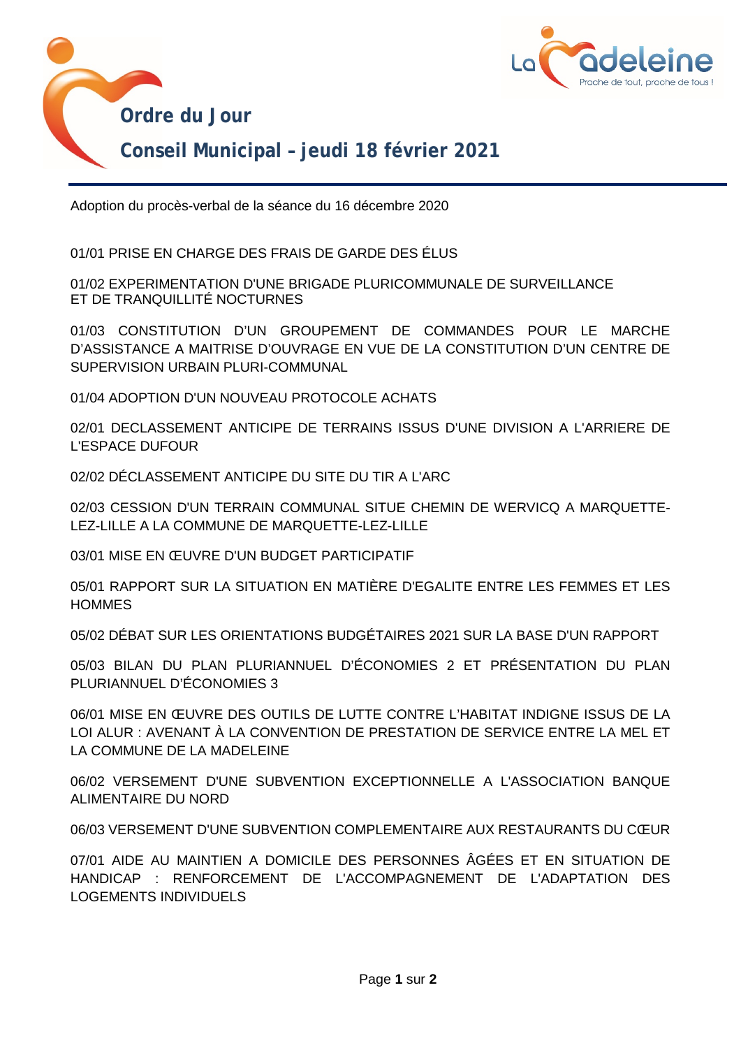# Ordre du Jour

## Conseil Municipal – jeudi 18 février 2021

Adoption du procès-verbal de la séance du 16 décembre 2020

01/01 PRISE EN CHARGE DES FRAIS DE GARDE DES ÉLUS

01/02 EXPERIMENTATION D'UNE BRIGADE PLURICOMMUNALE DE SURVEILLANCE ET DE TRANQUILLITÉ NOCTURNES

01/03 CONSTITUTION D'UN GROUPEMENT DE COMMANDES POUR LE MARCHE D'ASSISTANCE A MAITRISE D'OUVRAGE EN VUE DE LA CONSTITUTION D'UN CENTRE DE SUPERVISION URBAIN PLURI-COMMUNAL

01/04 ADOPTION D'UN NOUVEAU PROTOCOLE ACHATS

02/01 DECLASSEMENT ANTICIPE DE TERRAINS ISSUS D'UNE DIVISION A L'ARRIERE DE L'ESPACE DUFOUR

02/02 DÉCLASSEMENT ANTICIPE DU SITE DU TIR A L'ARC

02/03 CESSION D'UN TERRAIN COMMUNAL SITUE CHEMIN DE WERVICQ A MARQUETTE-LEZ-LILLE A LA COMMUNE DE MARQUETTE-LEZ-LILLE

03/01 MISE EN ŒUVRE D'UN BUDGET PARTICIPATIF

05/01 RAPPORT SUR LA SITUATION EN MATIÈRE D'EGALITE ENTRE LES FEMMES ET LES HOMMES

05/02 DÉBAT SUR LES ORIENTATIONS BUDGÉTAIRES 2021 SUR LA BASE D'UN RAPPORT

05/03 BILAN DU PLAN PLURIANNUEL D'ÉCONOMIES 2 ET PRÉSENTATION DU PLAN PLURIANNUEL D'ÉCONOMIES 3

06/01 MISE EN ŒUVRE DES OUTILS DE LUTTE CONTRE L'HABITAT INDIGNE ISSUS DE LA LOI ALUR : AVENANT À LA CONVENTION DE PRESTATION DE SERVICE ENTRE LA MEL ET LA COMMUNE DE LA MADELEINE

06/02 VERSEMENT D'UNE SUBVENTION EXCEPTIONNELLE A L'ASSOCIATION BANQUE ALIMENTAIRE DU NORD

06/03 VERSEMENT D'UNE SUBVENTION COMPLEMENTAIRE AUX RESTAURANTS DU CŒUR

07/01 AIDE AU MAINTIEN A DOMICILE DES PERSONNES ÂGÉES ET EN SITUATION DE HANDICAP : RENFORCEMENT DE L'ACCOMPAGNEMENT DE L'ADAPTATION DES LOGEMENTS INDIVIDUELS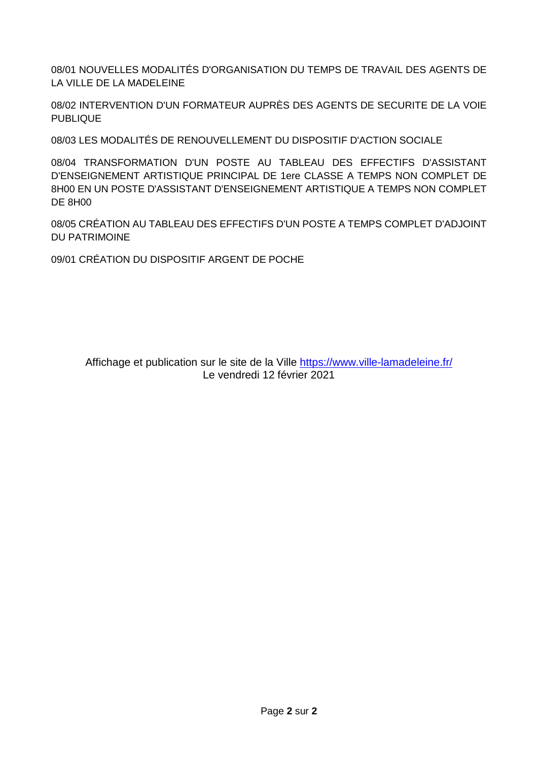08/01 NOUVELLES MODALITÉS D'ORGANISATION DU TEMPS DE TRAVAIL DES AGENTS DE LA VILLE DE LA MADELEINE

08/02 INTERVENTION D'UN FORMATEUR AUPRÈS DES AGENTS DE SECURITE DE LA VOIE PUBLIQUE

08/03 LES MODALITÉS DE RENOUVELLEMENT DU DISPOSITIF D'ACTION SOCIALE

08/04 TRANSFORMATION D'UN POSTE AU TABLEAU DES EFFECTIFS D'ASSISTANT D'ENSEIGNEMENT ARTISTIQUE PRINCIPAL DE 1ere CLASSE A TEMPS NON COMPLET DE 8H00 EN UN POSTE D'ASSISTANT D'ENSEIGNEMENT ARTISTIQUE A TEMPS NON COMPLET DE 8H00

08/05 CRÉATION AU TABLEAU DES EFFECTIFS D'UN POSTE A TEMPS COMPLET D'ADJOINT DU PATRIMOINE

09/01 CRÉATION DU DISPOSITIF ARGENT DE POCHE

Affichage et publication sur le site de la Ville https://www.ville-lamadeleine.fr/
Le vendredi 12 février 2021